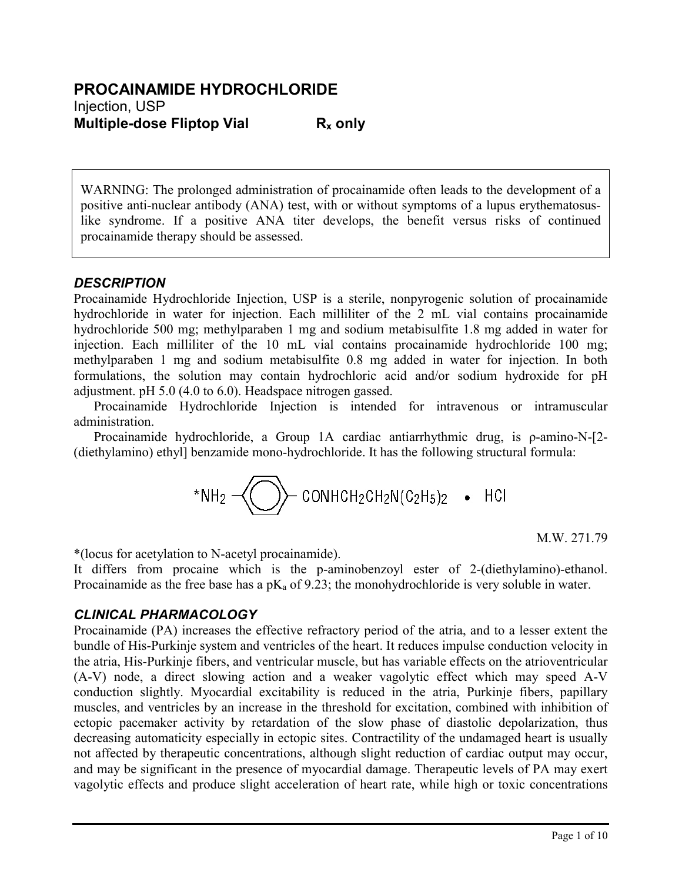# PROCAINAMIDE HYDROCHLORIDE

Injection, USP

**Multiple-dose Fliptop Vial** **$R_x$ only**

> WARNING: The prolonged administration of procainamide often leads to the development of a positive anti-nuclear antibody (ANA) test, with or without symptoms of a lupus erythematosus-like syndrome. If a positive ANA titer develops, the benefit versus risks of continued procainamide therapy should be assessed.

## *DESCRIPTION*

Procainamide Hydrochloride Injection, USP is a sterile, nonpyrogenic solution of procainamide hydrochloride in water for injection. Each milliliter of the 2 mL vial contains procainamide hydrochloride 500 mg; methylparaben 1 mg and sodium metabisulfite 1.8 mg added in water for injection. Each milliliter of the 10 mL vial contains procainamide hydrochloride 100 mg; methylparaben 1 mg and sodium metabisulfite 0.8 mg added in water for injection. In both formulations, the solution may contain hydrochloric acid and/or sodium hydroxide for pH adjustment. pH 5.0 (4.0 to 6.0). Headspace nitrogen gassed.

Procainamide Hydrochloride Injection is intended for intravenous or intramuscular administration.

Procainamide hydrochloride, a Group 1A cardiac antiarrhythmic drug, is ρ-amino-N-[2-(diethylamino) ethyl] benzamide mono-hydrochloride. It has the following structural formula:

$$^{*}NH_2-C_6H_4-CONHCH_2CH_2N(C_2H_5)_2 \bullet HCl$$

M.W. 271.79

*(locus for acetylation to N-acetyl procainamide).

It differs from procaine which is the p-aminobenzoyl ester of 2-(diethylamino)-ethanol. Procainamide as the free base has a $pK_a$ of 9.23; the monohydrochloride is very soluble in water.

## *CLINICAL PHARMACOLOGY*

Procainamide (PA) increases the effective refractory period of the atria, and to a lesser extent the bundle of His-Purkinje system and ventricles of the heart. It reduces impulse conduction velocity in the atria, His-Purkinje fibers, and ventricular muscle, but has variable effects on the atrioventricular (A-V) node, a direct slowing action and a weaker vagolytic effect which may speed A-V conduction slightly. Myocardial excitability is reduced in the atria, Purkinje fibers, papillary muscles, and ventricles by an increase in the threshold for excitation, combined with inhibition of ectopic pacemaker activity by retardation of the slow phase of diastolic depolarization, thus decreasing automaticity especially in ectopic sites. Contractility of the undamaged heart is usually not affected by therapeutic concentrations, although slight reduction of cardiac output may occur, and may be significant in the presence of myocardial damage. Therapeutic levels of PA may exert vagolytic effects and produce slight acceleration of heart rate, while high or toxic concentrations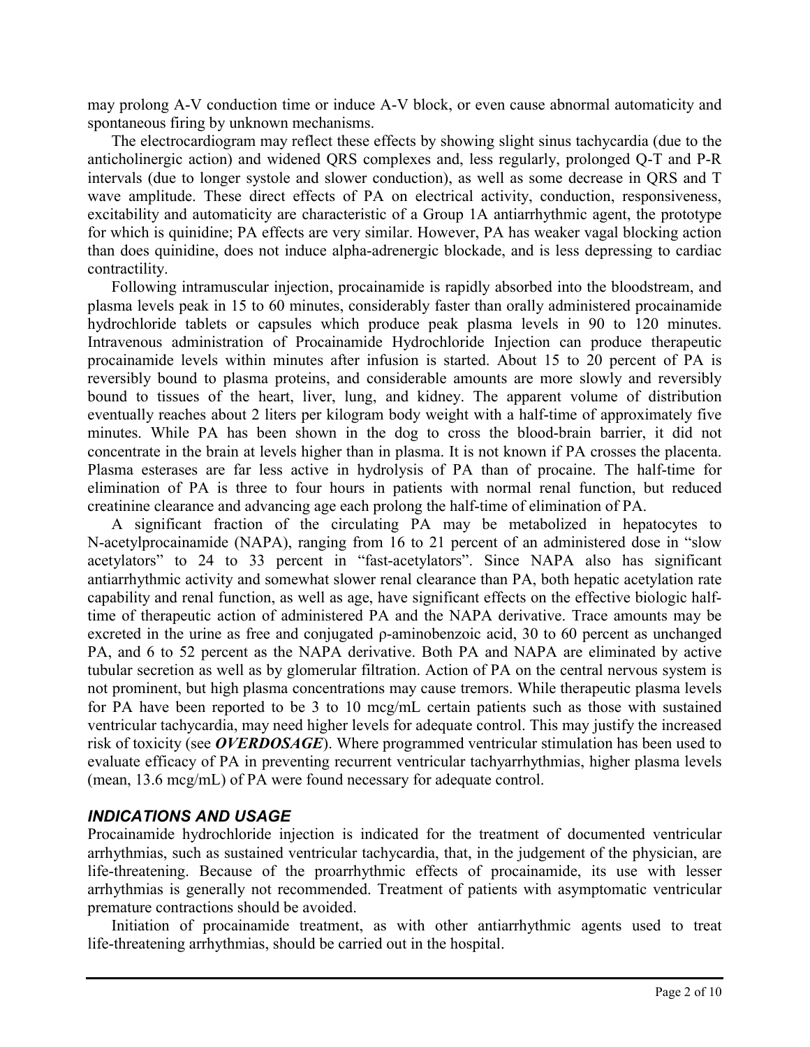may prolong A-V conduction time or induce A-V block, or even cause abnormal automaticity and spontaneous firing by unknown mechanisms.

The electrocardiogram may reflect these effects by showing slight sinus tachycardia (due to the anticholinergic action) and widened QRS complexes and, less regularly, prolonged Q-T and P-R intervals (due to longer systole and slower conduction), as well as some decrease in QRS and T wave amplitude. These direct effects of PA on electrical activity, conduction, responsiveness, excitability and automaticity are characteristic of a Group 1A antiarrhythmic agent, the prototype for which is quinidine; PA effects are very similar. However, PA has weaker vagal blocking action than does quinidine, does not induce alpha-adrenergic blockade, and is less depressing to cardiac contractility.

Following intramuscular injection, procainamide is rapidly absorbed into the bloodstream, and plasma levels peak in 15 to 60 minutes, considerably faster than orally administered procainamide hydrochloride tablets or capsules which produce peak plasma levels in 90 to 120 minutes. Intravenous administration of Procainamide Hydrochloride Injection can produce therapeutic procainamide levels within minutes after infusion is started. About 15 to 20 percent of PA is reversibly bound to plasma proteins, and considerable amounts are more slowly and reversibly bound to tissues of the heart, liver, lung, and kidney. The apparent volume of distribution eventually reaches about 2 liters per kilogram body weight with a half-time of approximately five minutes. While PA has been shown in the dog to cross the blood-brain barrier, it did not concentrate in the brain at levels higher than in plasma. It is not known if PA crosses the placenta. Plasma esterases are far less active in hydrolysis of PA than of procaine. The half-time for elimination of PA is three to four hours in patients with normal renal function, but reduced creatinine clearance and advancing age each prolong the half-time of elimination of PA.

A significant fraction of the circulating PA may be metabolized in hepatocytes to N-acetylprocainamide (NAPA), ranging from 16 to 21 percent of an administered dose in "slow acetylators" to 24 to 33 percent in "fast-acetylators". Since NAPA also has significant antiarrhythmic activity and somewhat slower renal clearance than PA, both hepatic acetylation rate capability and renal function, as well as age, have significant effects on the effective biologic half-time of therapeutic action of administered PA and the NAPA derivative. Trace amounts may be excreted in the urine as free and conjugated ρ-aminobenzoic acid, 30 to 60 percent as unchanged PA, and 6 to 52 percent as the NAPA derivative. Both PA and NAPA are eliminated by active tubular secretion as well as by glomerular filtration. Action of PA on the central nervous system is not prominent, but high plasma concentrations may cause tremors. While therapeutic plasma levels for PA have been reported to be 3 to 10 mcg/mL certain patients such as those with sustained ventricular tachycardia, may need higher levels for adequate control. This may justify the increased risk of toxicity (see ***OVERDOSAGE***). Where programmed ventricular stimulation has been used to evaluate efficacy of PA in preventing recurrent ventricular tachyarrhythmias, higher plasma levels (mean, 13.6 mcg/mL) of PA were found necessary for adequate control.

## *INDICATIONS AND USAGE*

Procainamide hydrochloride injection is indicated for the treatment of documented ventricular arrhythmias, such as sustained ventricular tachycardia, that, in the judgement of the physician, are life-threatening. Because of the proarrhythmic effects of procainamide, its use with lesser arrhythmias is generally not recommended. Treatment of patients with asymptomatic ventricular premature contractions should be avoided.

Initiation of procainamide treatment, as with other antiarrhythmic agents used to treat life-threatening arrhythmias, should be carried out in the hospital.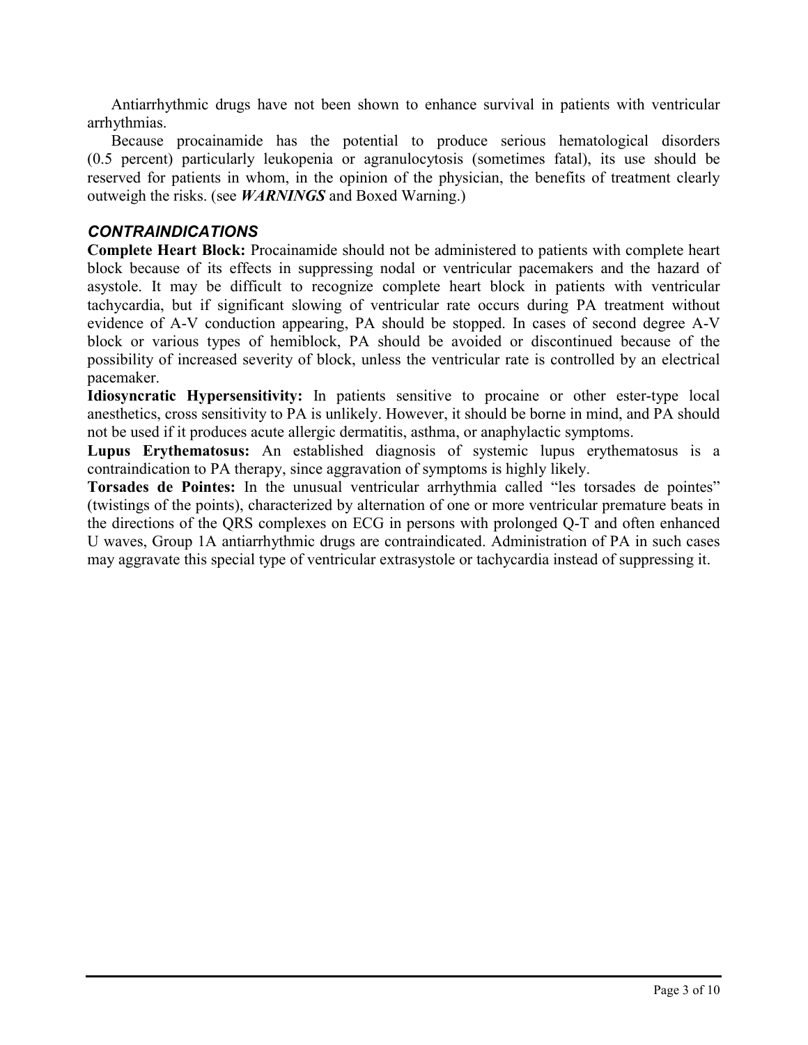Antiarrhythmic drugs have not been shown to enhance survival in patients with ventricular arrhythmias.

Because procainamide has the potential to produce serious hematological disorders (0.5 percent) particularly leukopenia or agranulocytosis (sometimes fatal), its use should be reserved for patients in whom, in the opinion of the physician, the benefits of treatment clearly outweigh the risks. (see ***WARNINGS*** and Boxed Warning.)

## *CONTRAINDICATIONS*

**Complete Heart Block:** Procainamide should not be administered to patients with complete heart block because of its effects in suppressing nodal or ventricular pacemakers and the hazard of asystole. It may be difficult to recognize complete heart block in patients with ventricular tachycardia, but if significant slowing of ventricular rate occurs during PA treatment without evidence of A-V conduction appearing, PA should be stopped. In cases of second degree A-V block or various types of hemiblock, PA should be avoided or discontinued because of the possibility of increased severity of block, unless the ventricular rate is controlled by an electrical pacemaker.

**Idiosyncratic Hypersensitivity:** In patients sensitive to procaine or other ester-type local anesthetics, cross sensitivity to PA is unlikely. However, it should be borne in mind, and PA should not be used if it produces acute allergic dermatitis, asthma, or anaphylactic symptoms.

**Lupus Erythematosus:** An established diagnosis of systemic lupus erythematosus is a contraindication to PA therapy, since aggravation of symptoms is highly likely.

**Torsades de Pointes:** In the unusual ventricular arrhythmia called "les torsades de pointes" (twistings of the points), characterized by alternation of one or more ventricular premature beats in the directions of the QRS complexes on ECG in persons with prolonged Q-T and often enhanced U waves, Group 1A antiarrhythmic drugs are contraindicated. Administration of PA in such cases may aggravate this special type of ventricular extrasystole or tachycardia instead of suppressing it.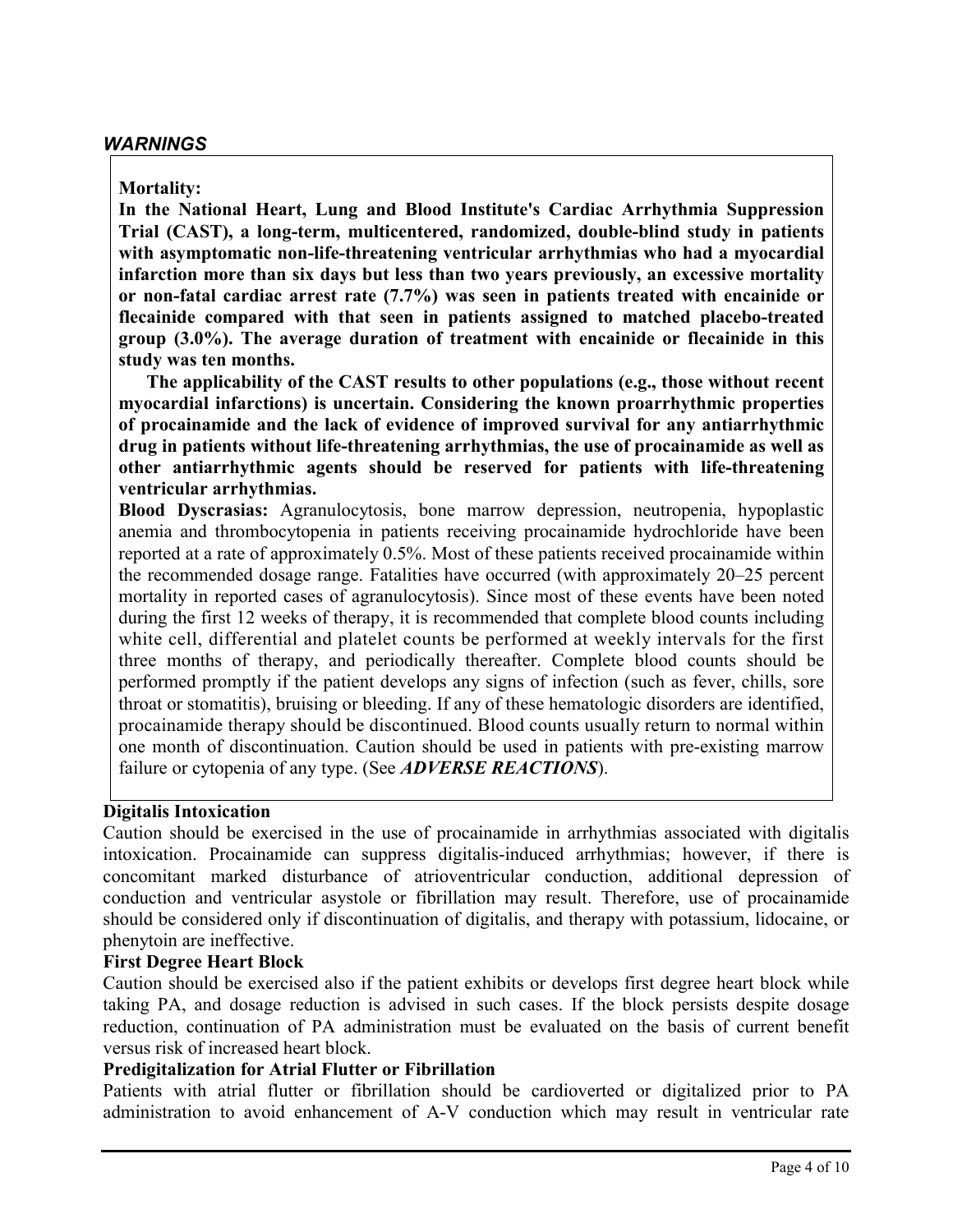## *WARNINGS*

**Mortality:**

**In the National Heart, Lung and Blood Institute's Cardiac Arrhythmia Suppression Trial (CAST), a long-term, multicentered, randomized, double-blind study in patients with asymptomatic non-life-threatening ventricular arrhythmias who had a myocardial infarction more than six days but less than two years previously, an excessive mortality or non-fatal cardiac arrest rate (7.7%) was seen in patients treated with encainide or flecainide compared with that seen in patients assigned to matched placebo-treated group (3.0%). The average duration of treatment with encainide or flecainide in this study was ten months.**

**The applicability of the CAST results to other populations (e.g., those without recent myocardial infarctions) is uncertain. Considering the known proarrhythmic properties of procainamide and the lack of evidence of improved survival for any antiarrhythmic drug in patients without life-threatening arrhythmias, the use of procainamide as well as other antiarrhythmic agents should be reserved for patients with life-threatening ventricular arrhythmias.**

**Blood Dyscrasias:** Agranulocytosis, bone marrow depression, neutropenia, hypoplastic anemia and thrombocytopenia in patients receiving procainamide hydrochloride have been reported at a rate of approximately 0.5%. Most of these patients received procainamide within the recommended dosage range. Fatalities have occurred (with approximately 20–25 percent mortality in reported cases of agranulocytosis). Since most of these events have been noted during the first 12 weeks of therapy, it is recommended that complete blood counts including white cell, differential and platelet counts be performed at weekly intervals for the first three months of therapy, and periodically thereafter. Complete blood counts should be performed promptly if the patient develops any signs of infection (such as fever, chills, sore throat or stomatitis), bruising or bleeding. If any of these hematologic disorders are identified, procainamide therapy should be discontinued. Blood counts usually return to normal within one month of discontinuation. Caution should be used in patients with pre-existing marrow failure or cytopenia of any type. (See ***ADVERSE REACTIONS***).

**Digitalis Intoxication**

Caution should be exercised in the use of procainamide in arrhythmias associated with digitalis intoxication. Procainamide can suppress digitalis-induced arrhythmias; however, if there is concomitant marked disturbance of atrioventricular conduction, additional depression of conduction and ventricular asystole or fibrillation may result. Therefore, use of procainamide should be considered only if discontinuation of digitalis, and therapy with potassium, lidocaine, or phenytoin are ineffective.

**First Degree Heart Block**

Caution should be exercised also if the patient exhibits or develops first degree heart block while taking PA, and dosage reduction is advised in such cases. If the block persists despite dosage reduction, continuation of PA administration must be evaluated on the basis of current benefit versus risk of increased heart block.

**Predigitalization for Atrial Flutter or Fibrillation**

Patients with atrial flutter or fibrillation should be cardioverted or digitalized prior to PA administration to avoid enhancement of A-V conduction which may result in ventricular rate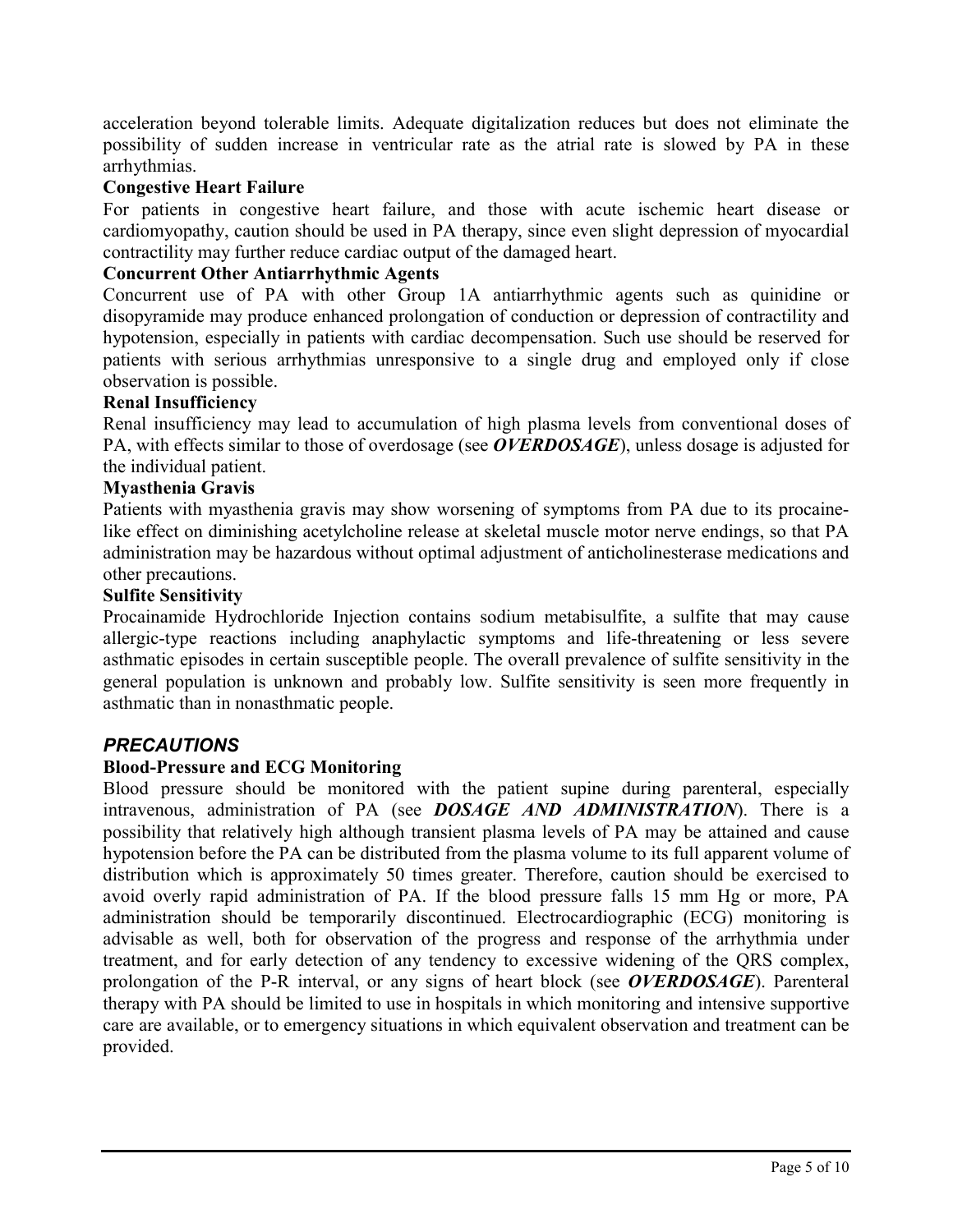acceleration beyond tolerable limits. Adequate digitalization reduces but does not eliminate the possibility of sudden increase in ventricular rate as the atrial rate is slowed by PA in these arrhythmias.

**Congestive Heart Failure**

For patients in congestive heart failure, and those with acute ischemic heart disease or cardiomyopathy, caution should be used in PA therapy, since even slight depression of myocardial contractility may further reduce cardiac output of the damaged heart.

**Concurrent Other Antiarrhythmic Agents**

Concurrent use of PA with other Group 1A antiarrhythmic agents such as quinidine or disopyramide may produce enhanced prolongation of conduction or depression of contractility and hypotension, especially in patients with cardiac decompensation. Such use should be reserved for patients with serious arrhythmias unresponsive to a single drug and employed only if close observation is possible.

**Renal Insufficiency**

Renal insufficiency may lead to accumulation of high plasma levels from conventional doses of PA, with effects similar to those of overdosage (see ***OVERDOSAGE***), unless dosage is adjusted for the individual patient.

**Myasthenia Gravis**

Patients with myasthenia gravis may show worsening of symptoms from PA due to its procaine-like effect on diminishing acetylcholine release at skeletal muscle motor nerve endings, so that PA administration may be hazardous without optimal adjustment of anticholinesterase medications and other precautions.

**Sulfite Sensitivity**

Procainamide Hydrochloride Injection contains sodium metabisulfite, a sulfite that may cause allergic-type reactions including anaphylactic symptoms and life-threatening or less severe asthmatic episodes in certain susceptible people. The overall prevalence of sulfite sensitivity in the general population is unknown and probably low. Sulfite sensitivity is seen more frequently in asthmatic than in nonasthmatic people.

## *PRECAUTIONS*

**Blood-Pressure and ECG Monitoring**

Blood pressure should be monitored with the patient supine during parenteral, especially intravenous, administration of PA (see ***DOSAGE AND ADMINISTRATION***). There is a possibility that relatively high although transient plasma levels of PA may be attained and cause hypotension before the PA can be distributed from the plasma volume to its full apparent volume of distribution which is approximately 50 times greater. Therefore, caution should be exercised to avoid overly rapid administration of PA. If the blood pressure falls 15 mm Hg or more, PA administration should be temporarily discontinued. Electrocardiographic (ECG) monitoring is advisable as well, both for observation of the progress and response of the arrhythmia under treatment, and for early detection of any tendency to excessive widening of the QRS complex, prolongation of the P-R interval, or any signs of heart block (see ***OVERDOSAGE***). Parenteral therapy with PA should be limited to use in hospitals in which monitoring and intensive supportive care are available, or to emergency situations in which equivalent observation and treatment can be provided.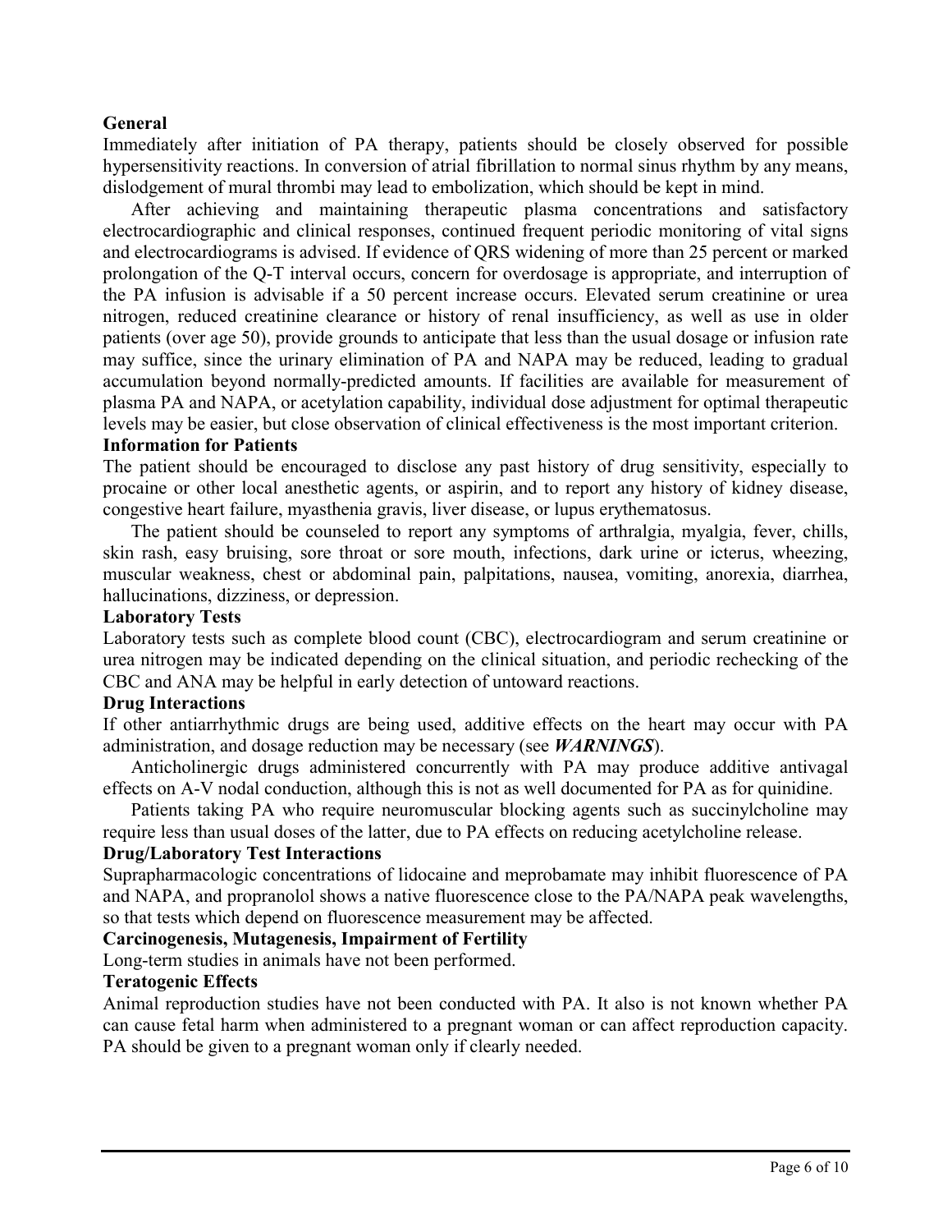**General**

Immediately after initiation of PA therapy, patients should be closely observed for possible hypersensitivity reactions. In conversion of atrial fibrillation to normal sinus rhythm by any means, dislodgement of mural thrombi may lead to embolization, which should be kept in mind.

After achieving and maintaining therapeutic plasma concentrations and satisfactory electrocardiographic and clinical responses, continued frequent periodic monitoring of vital signs and electrocardiograms is advised. If evidence of QRS widening of more than 25 percent or marked prolongation of the Q-T interval occurs, concern for overdosage is appropriate, and interruption of the PA infusion is advisable if a 50 percent increase occurs. Elevated serum creatinine or urea nitrogen, reduced creatinine clearance or history of renal insufficiency, as well as use in older patients (over age 50), provide grounds to anticipate that less than the usual dosage or infusion rate may suffice, since the urinary elimination of PA and NAPA may be reduced, leading to gradual accumulation beyond normally-predicted amounts. If facilities are available for measurement of plasma PA and NAPA, or acetylation capability, individual dose adjustment for optimal therapeutic levels may be easier, but close observation of clinical effectiveness is the most important criterion.

**Information for Patients**

The patient should be encouraged to disclose any past history of drug sensitivity, especially to procaine or other local anesthetic agents, or aspirin, and to report any history of kidney disease, congestive heart failure, myasthenia gravis, liver disease, or lupus erythematosus.

The patient should be counseled to report any symptoms of arthralgia, myalgia, fever, chills, skin rash, easy bruising, sore throat or sore mouth, infections, dark urine or icterus, wheezing, muscular weakness, chest or abdominal pain, palpitations, nausea, vomiting, anorexia, diarrhea, hallucinations, dizziness, or depression.

**Laboratory Tests**

Laboratory tests such as complete blood count (CBC), electrocardiogram and serum creatinine or urea nitrogen may be indicated depending on the clinical situation, and periodic rechecking of the CBC and ANA may be helpful in early detection of untoward reactions.

**Drug Interactions**

If other antiarrhythmic drugs are being used, additive effects on the heart may occur with PA administration, and dosage reduction may be necessary (see ***WARNINGS***).

Anticholinergic drugs administered concurrently with PA may produce additive antivagal effects on A-V nodal conduction, although this is not as well documented for PA as for quinidine.

Patients taking PA who require neuromuscular blocking agents such as succinylcholine may require less than usual doses of the latter, due to PA effects on reducing acetylcholine release.

**Drug/Laboratory Test Interactions**

Suprapharmacologic concentrations of lidocaine and meprobamate may inhibit fluorescence of PA and NAPA, and propranolol shows a native fluorescence close to the PA/NAPA peak wavelengths, so that tests which depend on fluorescence measurement may be affected.

**Carcinogenesis, Mutagenesis, Impairment of Fertility**

Long-term studies in animals have not been performed.

**Teratogenic Effects**

Animal reproduction studies have not been conducted with PA. It also is not known whether PA can cause fetal harm when administered to a pregnant woman or can affect reproduction capacity. PA should be given to a pregnant woman only if clearly needed.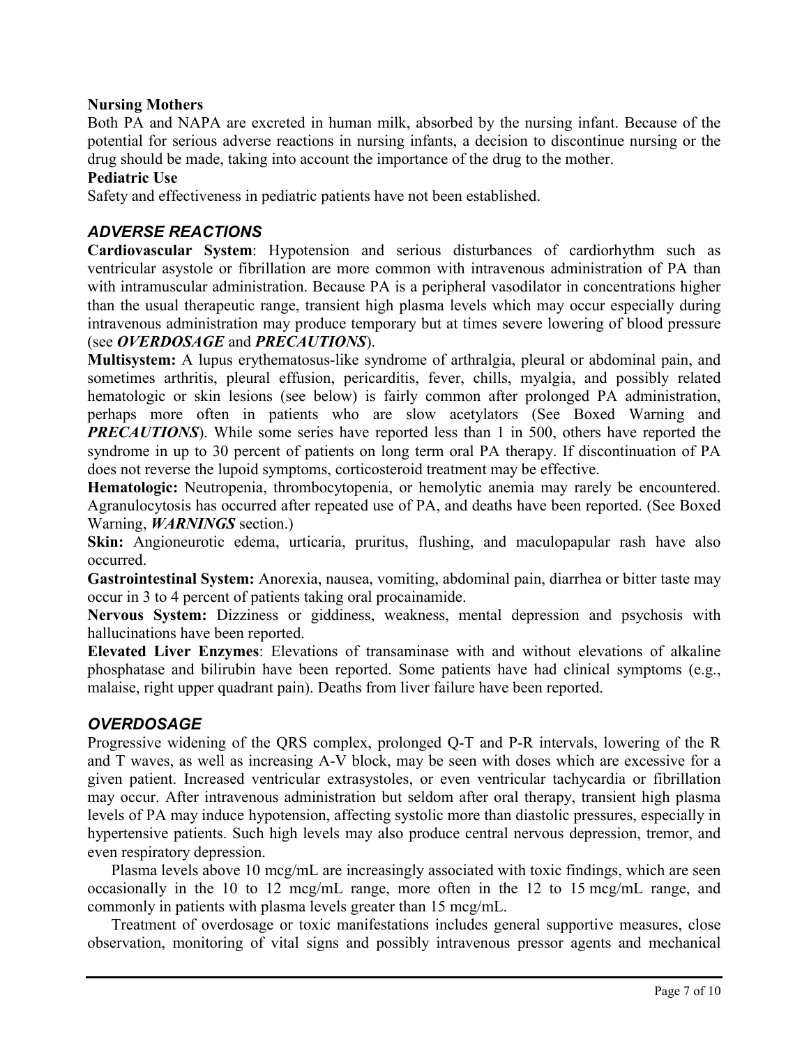**Nursing Mothers**

Both PA and NAPA are excreted in human milk, absorbed by the nursing infant. Because of the potential for serious adverse reactions in nursing infants, a decision to discontinue nursing or the drug should be made, taking into account the importance of the drug to the mother.

**Pediatric Use**

Safety and effectiveness in pediatric patients have not been established.

## *ADVERSE REACTIONS*

**Cardiovascular System**: Hypotension and serious disturbances of cardiorhythm such as ventricular asystole or fibrillation are more common with intravenous administration of PA than with intramuscular administration. Because PA is a peripheral vasodilator in concentrations higher than the usual therapeutic range, transient high plasma levels which may occur especially during intravenous administration may produce temporary but at times severe lowering of blood pressure (see ***OVERDOSAGE*** and ***PRECAUTIONS***).

**Multisystem:** A lupus erythematosus-like syndrome of arthralgia, pleural or abdominal pain, and sometimes arthritis, pleural effusion, pericarditis, fever, chills, myalgia, and possibly related hematologic or skin lesions (see below) is fairly common after prolonged PA administration, perhaps more often in patients who are slow acetylators (See Boxed Warning and ***PRECAUTIONS***). While some series have reported less than 1 in 500, others have reported the syndrome in up to 30 percent of patients on long term oral PA therapy. If discontinuation of PA does not reverse the lupoid symptoms, corticosteroid treatment may be effective.

**Hematologic:** Neutropenia, thrombocytopenia, or hemolytic anemia may rarely be encountered. Agranulocytosis has occurred after repeated use of PA, and deaths have been reported. (See Boxed Warning, ***WARNINGS*** section.)

**Skin:** Angioneurotic edema, urticaria, pruritus, flushing, and maculopapular rash have also occurred.

**Gastrointestinal System:** Anorexia, nausea, vomiting, abdominal pain, diarrhea or bitter taste may occur in 3 to 4 percent of patients taking oral procainamide.

**Nervous System:** Dizziness or giddiness, weakness, mental depression and psychosis with hallucinations have been reported.

**Elevated Liver Enzymes**: Elevations of transaminase with and without elevations of alkaline phosphatase and bilirubin have been reported. Some patients have had clinical symptoms (e.g., malaise, right upper quadrant pain). Deaths from liver failure have been reported.

## *OVERDOSAGE*

Progressive widening of the QRS complex, prolonged Q-T and P-R intervals, lowering of the R and T waves, as well as increasing A-V block, may be seen with doses which are excessive for a given patient. Increased ventricular extrasystoles, or even ventricular tachycardia or fibrillation may occur. After intravenous administration but seldom after oral therapy, transient high plasma levels of PA may induce hypotension, affecting systolic more than diastolic pressures, especially in hypertensive patients. Such high levels may also produce central nervous depression, tremor, and even respiratory depression.

Plasma levels above 10 mcg/mL are increasingly associated with toxic findings, which are seen occasionally in the 10 to 12 mcg/mL range, more often in the 12 to 15 mcg/mL range, and commonly in patients with plasma levels greater than 15 mcg/mL.

Treatment of overdosage or toxic manifestations includes general supportive measures, close observation, monitoring of vital signs and possibly intravenous pressor agents and mechanical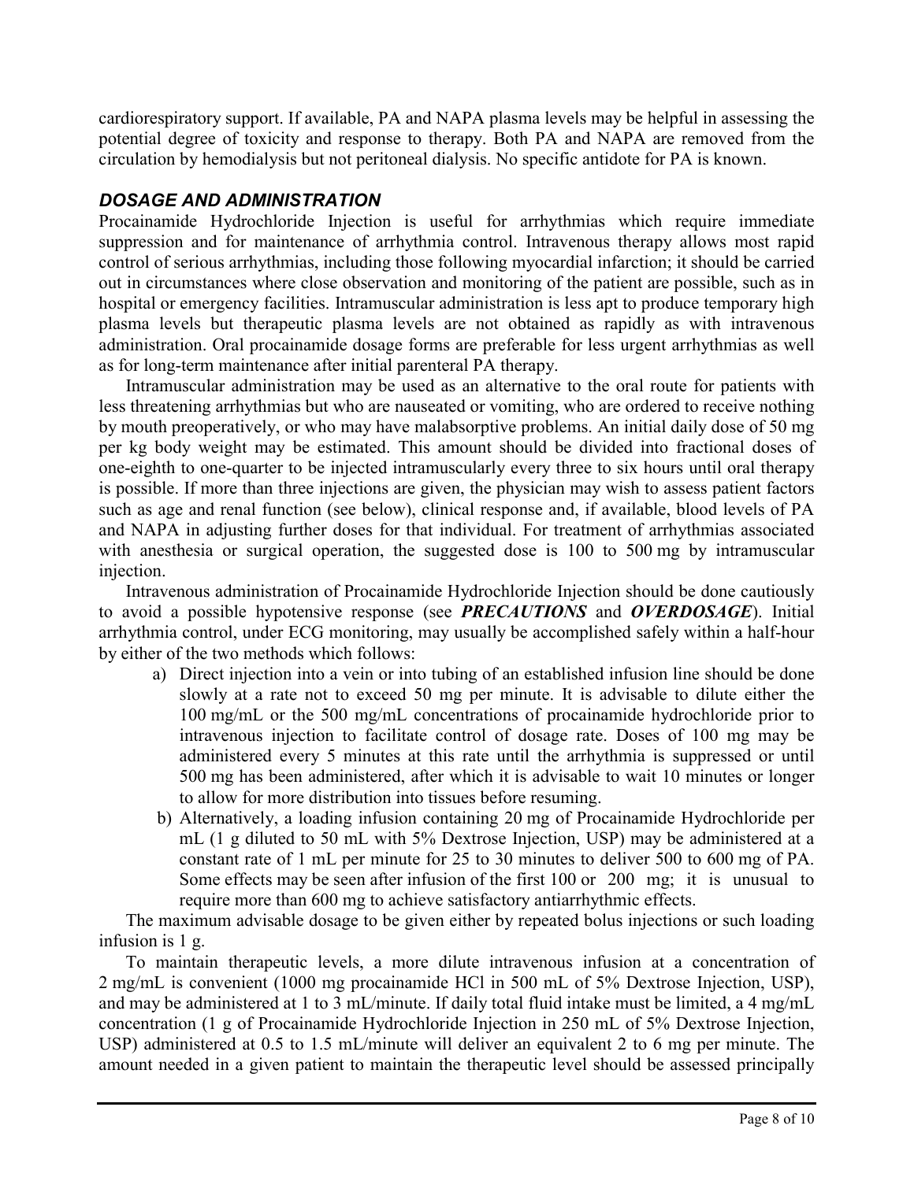cardiorespiratory support. If available, PA and NAPA plasma levels may be helpful in assessing the potential degree of toxicity and response to therapy. Both PA and NAPA are removed from the circulation by hemodialysis but not peritoneal dialysis. No specific antidote for PA is known.

## *DOSAGE AND ADMINISTRATION*

Procainamide Hydrochloride Injection is useful for arrhythmias which require immediate suppression and for maintenance of arrhythmia control. Intravenous therapy allows most rapid control of serious arrhythmias, including those following myocardial infarction; it should be carried out in circumstances where close observation and monitoring of the patient are possible, such as in hospital or emergency facilities. Intramuscular administration is less apt to produce temporary high plasma levels but therapeutic plasma levels are not obtained as rapidly as with intravenous administration. Oral procainamide dosage forms are preferable for less urgent arrhythmias as well as for long-term maintenance after initial parenteral PA therapy.

Intramuscular administration may be used as an alternative to the oral route for patients with less threatening arrhythmias but who are nauseated or vomiting, who are ordered to receive nothing by mouth preoperatively, or who may have malabsorptive problems. An initial daily dose of 50 mg per kg body weight may be estimated. This amount should be divided into fractional doses of one-eighth to one-quarter to be injected intramuscularly every three to six hours until oral therapy is possible. If more than three injections are given, the physician may wish to assess patient factors such as age and renal function (see below), clinical response and, if available, blood levels of PA and NAPA in adjusting further doses for that individual. For treatment of arrhythmias associated with anesthesia or surgical operation, the suggested dose is 100 to 500 mg by intramuscular injection.

Intravenous administration of Procainamide Hydrochloride Injection should be done cautiously to avoid a possible hypotensive response (see ***PRECAUTIONS*** and ***OVERDOSAGE***). Initial arrhythmia control, under ECG monitoring, may usually be accomplished safely within a half-hour by either of the two methods which follows:

a) Direct injection into a vein or into tubing of an established infusion line should be done slowly at a rate not to exceed 50 mg per minute. It is advisable to dilute either the 100 mg/mL or the 500 mg/mL concentrations of procainamide hydrochloride prior to intravenous injection to facilitate control of dosage rate. Doses of 100 mg may be administered every 5 minutes at this rate until the arrhythmia is suppressed or until 500 mg has been administered, after which it is advisable to wait 10 minutes or longer to allow for more distribution into tissues before resuming.
b) Alternatively, a loading infusion containing 20 mg of Procainamide Hydrochloride per mL (1 g diluted to 50 mL with 5% Dextrose Injection, USP) may be administered at a constant rate of 1 mL per minute for 25 to 30 minutes to deliver 500 to 600 mg of PA. Some effects may be seen after infusion of the first 100 or 200 mg; it is unusual to require more than 600 mg to achieve satisfactory antiarrhythmic effects.

The maximum advisable dosage to be given either by repeated bolus injections or such loading infusion is 1 g.

To maintain therapeutic levels, a more dilute intravenous infusion at a concentration of 2 mg/mL is convenient (1000 mg procainamide HCl in 500 mL of 5% Dextrose Injection, USP), and may be administered at 1 to 3 mL/minute. If daily total fluid intake must be limited, a 4 mg/mL concentration (1 g of Procainamide Hydrochloride Injection in 250 mL of 5% Dextrose Injection, USP) administered at 0.5 to 1.5 mL/minute will deliver an equivalent 2 to 6 mg per minute. The amount needed in a given patient to maintain the therapeutic level should be assessed principally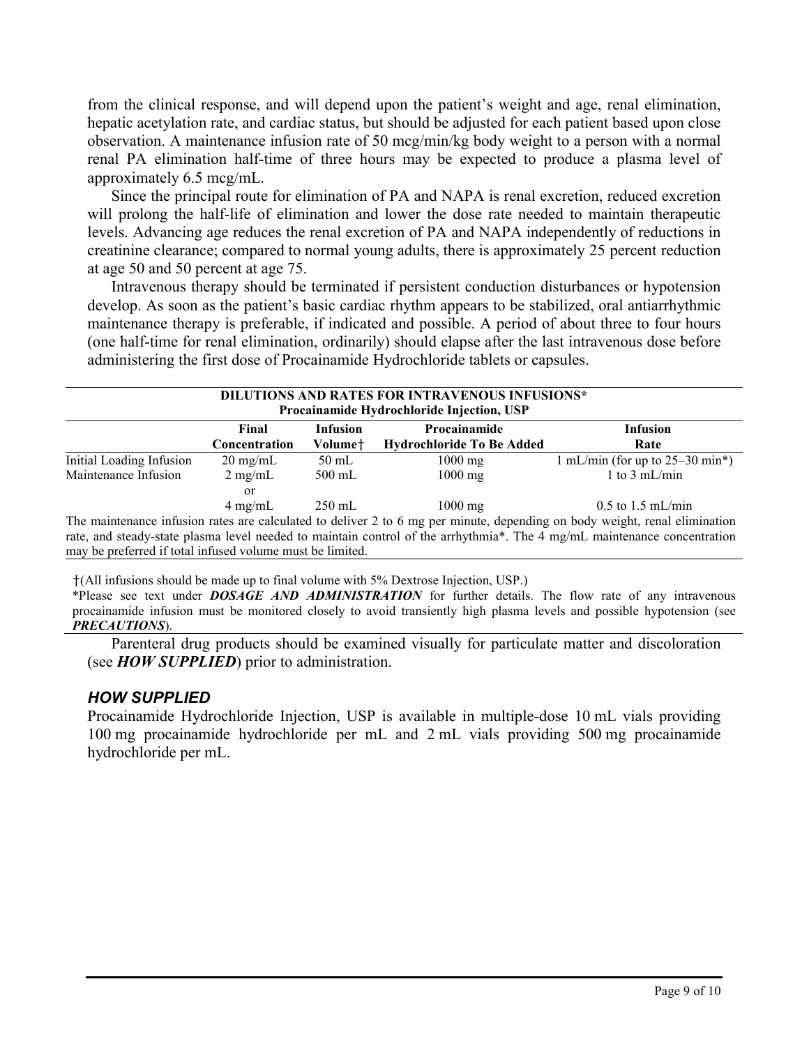from the clinical response, and will depend upon the patient's weight and age, renal elimination, hepatic acetylation rate, and cardiac status, but should be adjusted for each patient based upon close observation. A maintenance infusion rate of 50 mcg/min/kg body weight to a person with a normal renal PA elimination half-time of three hours may be expected to produce a plasma level of approximately 6.5 mcg/mL.

Since the principal route for elimination of PA and NAPA is renal excretion, reduced excretion will prolong the half-life of elimination and lower the dose rate needed to maintain therapeutic levels. Advancing age reduces the renal excretion of PA and NAPA independently of reductions in creatinine clearance; compared to normal young adults, there is approximately 25 percent reduction at age 50 and 50 percent at age 75.

Intravenous therapy should be terminated if persistent conduction disturbances or hypotension develop. As soon as the patient's basic cardiac rhythm appears to be stabilized, oral antiarrhythmic maintenance therapy is preferable, if indicated and possible. A period of about three to four hours (one half-time for renal elimination, ordinarily) should elapse after the last intravenous dose before administering the first dose of Procainamide Hydrochloride tablets or capsules.

**DILUTIONS AND RATES FOR INTRAVENOUS INFUSIONS***
**Procainamide Hydrochloride Injection, USP**

| | Final Concentration | Infusion Volume† | Procainamide Hydrochloride To Be Added | Infusion Rate |
|---|---|---|---|---|
| Initial Loading Infusion | 20 mg/mL | 50 mL | 1000 mg | 1 mL/min (for up to 25–30 min*) |
| Maintenance Infusion | 2 mg/mL | 500 mL | 1000 mg | 1 to 3 mL/min |
| | or | | | |
| | 4 mg/mL | 250 mL | 1000 mg | 0.5 to 1.5 mL/min |

The maintenance infusion rates are calculated to deliver 2 to 6 mg per minute, depending on body weight, renal elimination rate, and steady-state plasma level needed to maintain control of the arrhythmia*. The 4 mg/mL maintenance concentration may be preferred if total infused volume must be limited.

†(All infusions should be made up to final volume with 5% Dextrose Injection, USP.)

*Please see text under ***DOSAGE AND ADMINISTRATION*** for further details. The flow rate of any intravenous procainamide infusion must be monitored closely to avoid transiently high plasma levels and possible hypotension (see ***PRECAUTIONS***).

Parenteral drug products should be examined visually for particulate matter and discoloration (see ***HOW SUPPLIED***) prior to administration.

## *HOW SUPPLIED*

Procainamide Hydrochloride Injection, USP is available in multiple-dose 10 mL vials providing 100 mg procainamide hydrochloride per mL and 2 mL vials providing 500 mg procainamide hydrochloride per mL.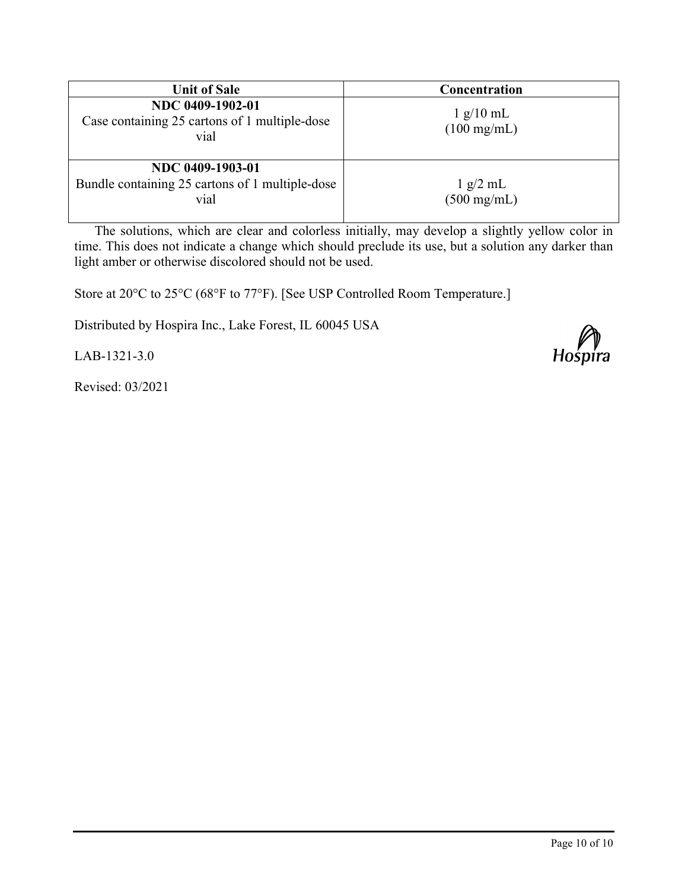| Unit of Sale | Concentration |
| --- | --- |
| **NDC 0409-1902-01** Case containing 25 cartons of 1 multiple-dose vial | 1 g/10 mL (100 mg/mL) |
| **NDC 0409-1903-01** Bundle containing 25 cartons of 1 multiple-dose vial | 1 g/2 mL (500 mg/mL) |

The solutions, which are clear and colorless initially, may develop a slightly yellow color in time. This does not indicate a change which should preclude its use, but a solution any darker than light amber or otherwise discolored should not be used.

Store at 20°C to 25°C (68°F to 77°F). [See USP Controlled Room Temperature.]

Distributed by Hospira Inc., Lake Forest, IL 60045 USA

Hospira

LAB-1321-3.0

Revised: 03/2021